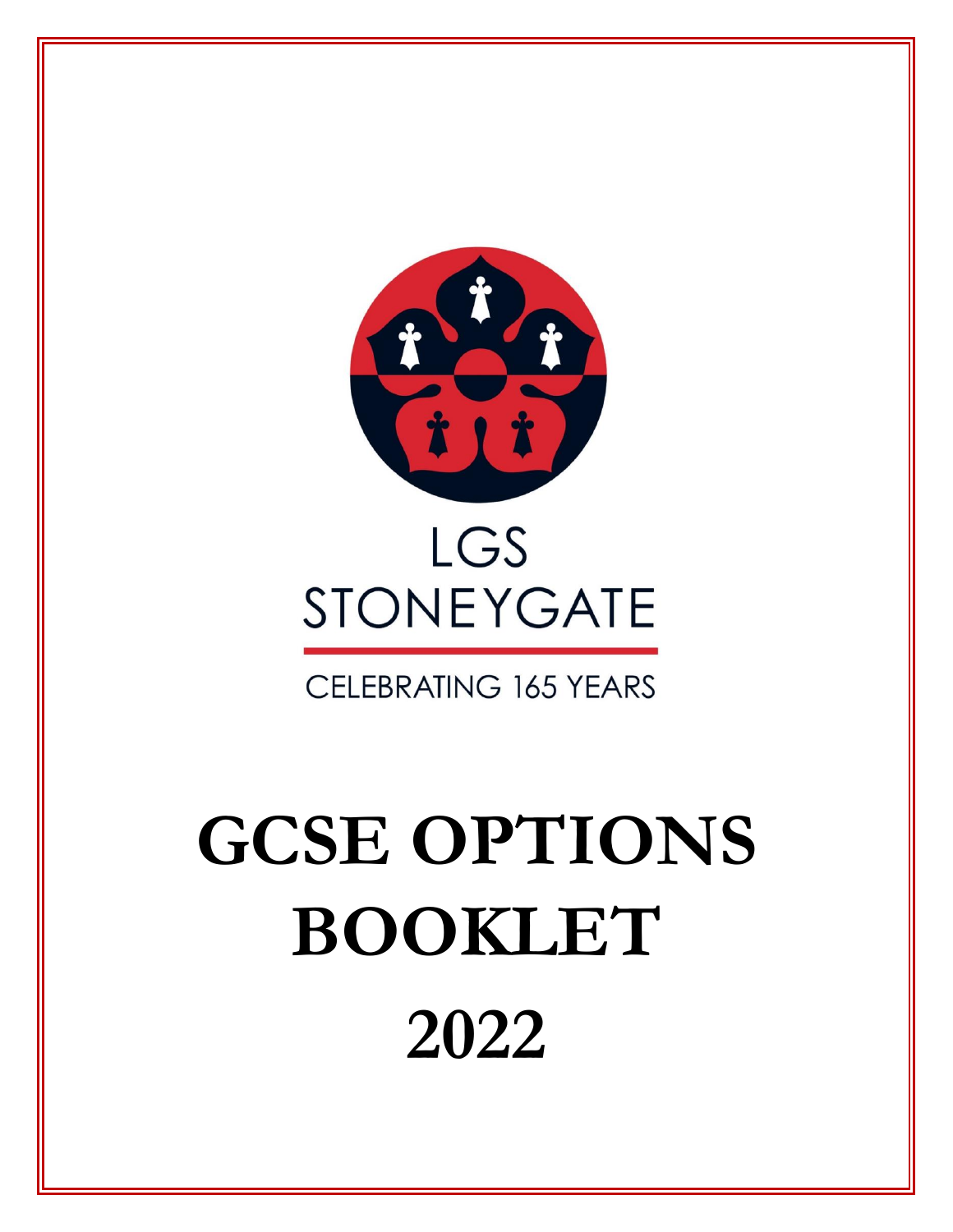LGS
STONEYGATE

CELEBRATING 165 YEARS

# GCSE OPTIONS BOOKLET

# 2022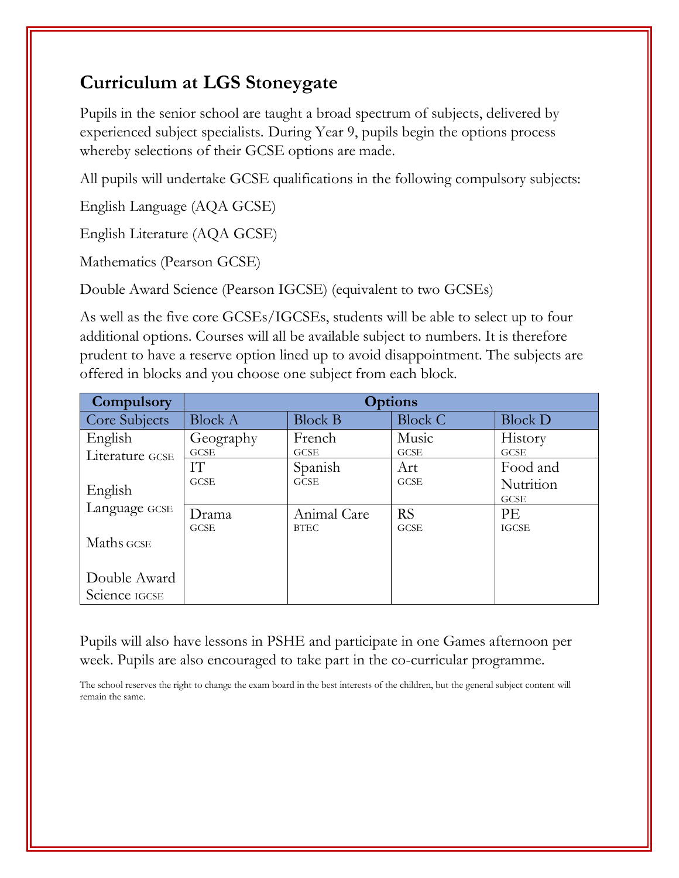## Curriculum at LGS Stoneygate

Pupils in the senior school are taught a broad spectrum of subjects, delivered by experienced subject specialists. During Year 9, pupils begin the options process whereby selections of their GCSE options are made.

All pupils will undertake GCSE qualifications in the following compulsory subjects:

English Language (AQA GCSE)

English Literature (AQA GCSE)

Mathematics (Pearson GCSE)

Double Award Science (Pearson IGCSE) (equivalent to two GCSEs)

As well as the five core GCSEs/IGCSEs, students will be able to select up to four additional options. Courses will all be available subject to numbers. It is therefore prudent to have a reserve option lined up to avoid disappointment. The subjects are offered in blocks and you choose one subject from each block.

| **Compulsory** | **Options** | | | |
|---|---|---|---|---|
| Core Subjects | Block A | Block B | Block C | Block D |
| English Literature GCSE<br><br>English Language GCSE<br><br>Maths GCSE<br><br>Double Award Science IGCSE | Geography GCSE | French GCSE | Music GCSE | History GCSE |
| | IT GCSE | Spanish GCSE | Art GCSE | Food and Nutrition GCSE |
| | Drama GCSE | Animal Care BTEC | RS GCSE | PE IGCSE |

Pupils will also have lessons in PSHE and participate in one Games afternoon per week. Pupils are also encouraged to take part in the co-curricular programme.

The school reserves the right to change the exam board in the best interests of the children, but the general subject content will remain the same.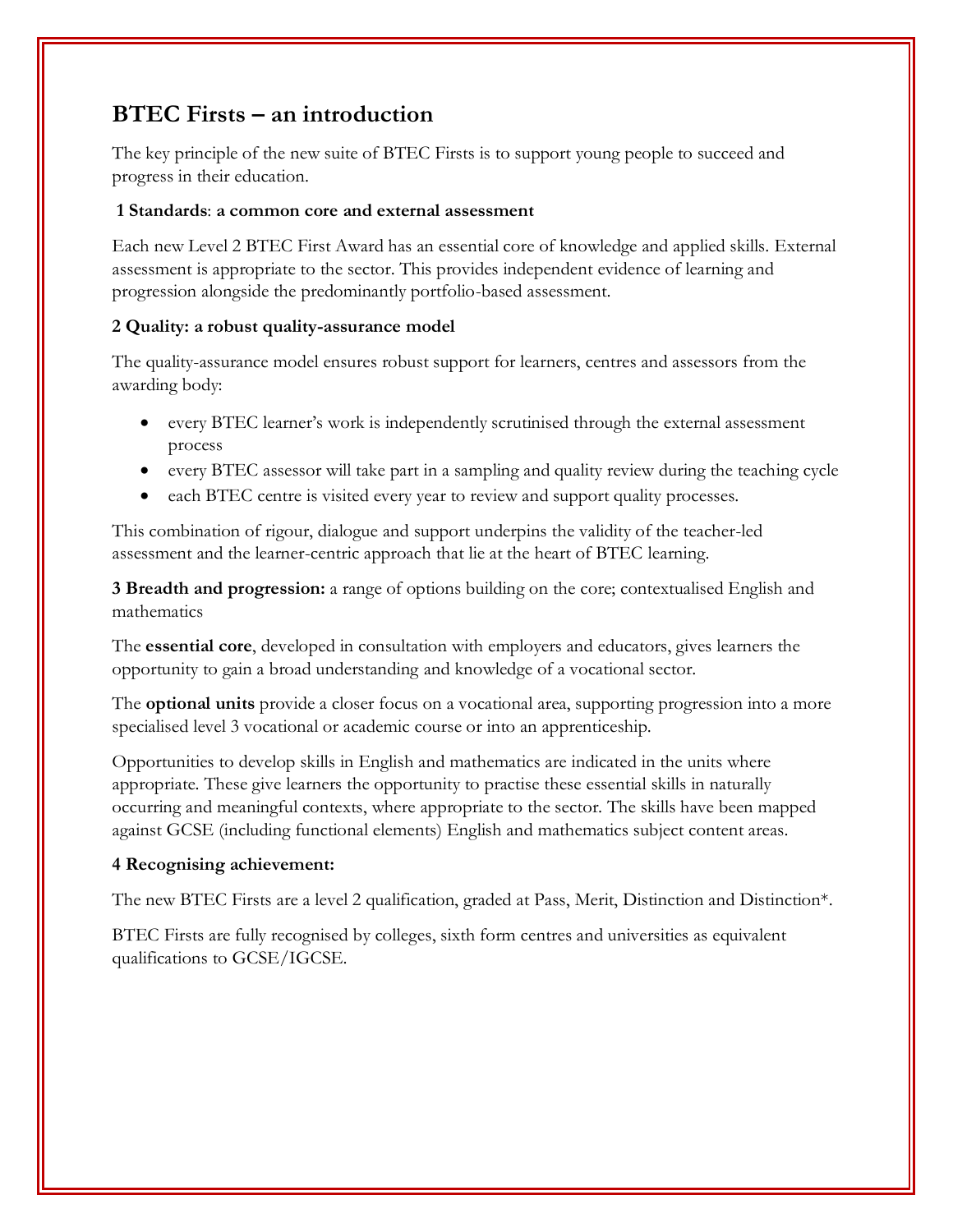## BTEC Firsts – an introduction

The key principle of the new suite of BTEC Firsts is to support young people to succeed and progress in their education.

**1 Standards**: **a common core and external assessment**

Each new Level 2 BTEC First Award has an essential core of knowledge and applied skills. External assessment is appropriate to the sector. This provides independent evidence of learning and progression alongside the predominantly portfolio-based assessment.

**2 Quality: a robust quality-assurance model**

The quality-assurance model ensures robust support for learners, centres and assessors from the awarding body:

- every BTEC learner's work is independently scrutinised through the external assessment process
- every BTEC assessor will take part in a sampling and quality review during the teaching cycle
- each BTEC centre is visited every year to review and support quality processes.

This combination of rigour, dialogue and support underpins the validity of the teacher-led assessment and the learner-centric approach that lie at the heart of BTEC learning.

**3 Breadth and progression:** a range of options building on the core; contextualised English and mathematics

The **essential core**, developed in consultation with employers and educators, gives learners the opportunity to gain a broad understanding and knowledge of a vocational sector.

The **optional units** provide a closer focus on a vocational area, supporting progression into a more specialised level 3 vocational or academic course or into an apprenticeship.

Opportunities to develop skills in English and mathematics are indicated in the units where appropriate. These give learners the opportunity to practise these essential skills in naturally occurring and meaningful contexts, where appropriate to the sector. The skills have been mapped against GCSE (including functional elements) English and mathematics subject content areas.

**4 Recognising achievement:**

The new BTEC Firsts are a level 2 qualification, graded at Pass, Merit, Distinction and Distinction*.

BTEC Firsts are fully recognised by colleges, sixth form centres and universities as equivalent qualifications to GCSE/IGCSE.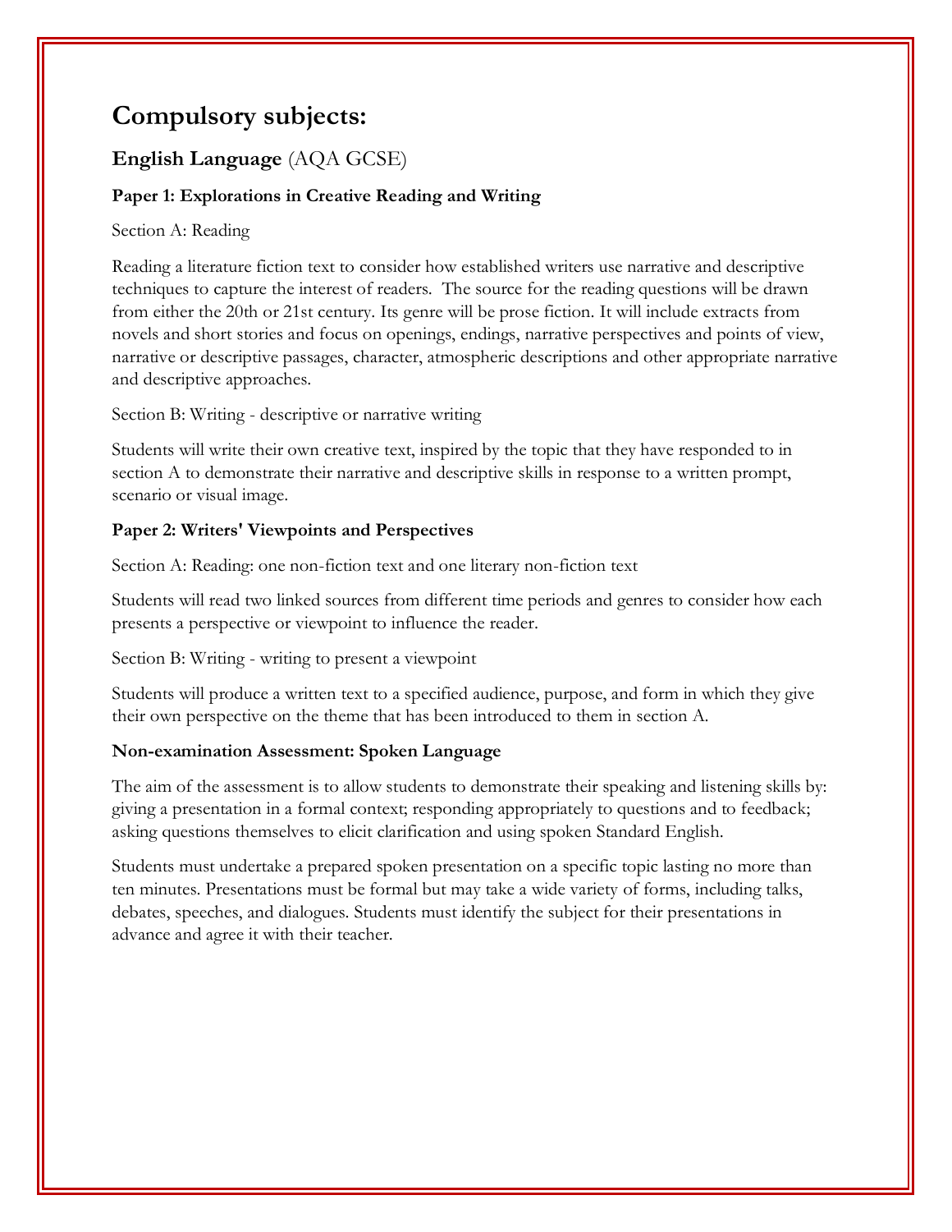# Compulsory subjects:

## English Language (AQA GCSE)

### Paper 1: Explorations in Creative Reading and Writing

Section A: Reading

Reading a literature fiction text to consider how established writers use narrative and descriptive techniques to capture the interest of readers. The source for the reading questions will be drawn from either the 20th or 21st century. Its genre will be prose fiction. It will include extracts from novels and short stories and focus on openings, endings, narrative perspectives and points of view, narrative or descriptive passages, character, atmospheric descriptions and other appropriate narrative and descriptive approaches.

Section B: Writing - descriptive or narrative writing

Students will write their own creative text, inspired by the topic that they have responded to in section A to demonstrate their narrative and descriptive skills in response to a written prompt, scenario or visual image.

### Paper 2: Writers' Viewpoints and Perspectives

Section A: Reading: one non-fiction text and one literary non-fiction text

Students will read two linked sources from different time periods and genres to consider how each presents a perspective or viewpoint to influence the reader.

Section B: Writing - writing to present a viewpoint

Students will produce a written text to a specified audience, purpose, and form in which they give their own perspective on the theme that has been introduced to them in section A.

### Non-examination Assessment: Spoken Language

The aim of the assessment is to allow students to demonstrate their speaking and listening skills by: giving a presentation in a formal context; responding appropriately to questions and to feedback; asking questions themselves to elicit clarification and using spoken Standard English.

Students must undertake a prepared spoken presentation on a specific topic lasting no more than ten minutes. Presentations must be formal but may take a wide variety of forms, including talks, debates, speeches, and dialogues. Students must identify the subject for their presentations in advance and agree it with their teacher.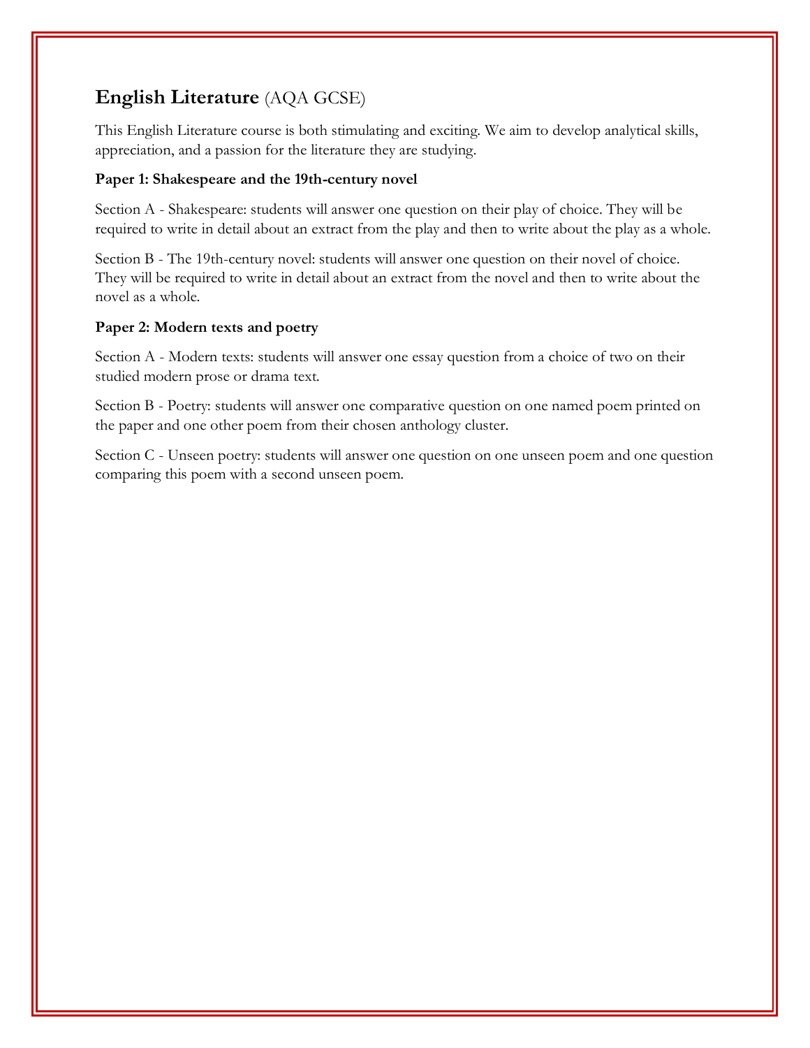## **English Literature** (AQA GCSE)

This English Literature course is both stimulating and exciting. We aim to develop analytical skills, appreciation, and a passion for the literature they are studying.

**Paper 1: Shakespeare and the 19th-century novel**

Section A - Shakespeare: students will answer one question on their play of choice. They will be required to write in detail about an extract from the play and then to write about the play as a whole.

Section B - The 19th-century novel: students will answer one question on their novel of choice. They will be required to write in detail about an extract from the novel and then to write about the novel as a whole.

**Paper 2: Modern texts and poetry**

Section A - Modern texts: students will answer one essay question from a choice of two on their studied modern prose or drama text.

Section B - Poetry: students will answer one comparative question on one named poem printed on the paper and one other poem from their chosen anthology cluster.

Section C - Unseen poetry: students will answer one question on one unseen poem and one question comparing this poem with a second unseen poem.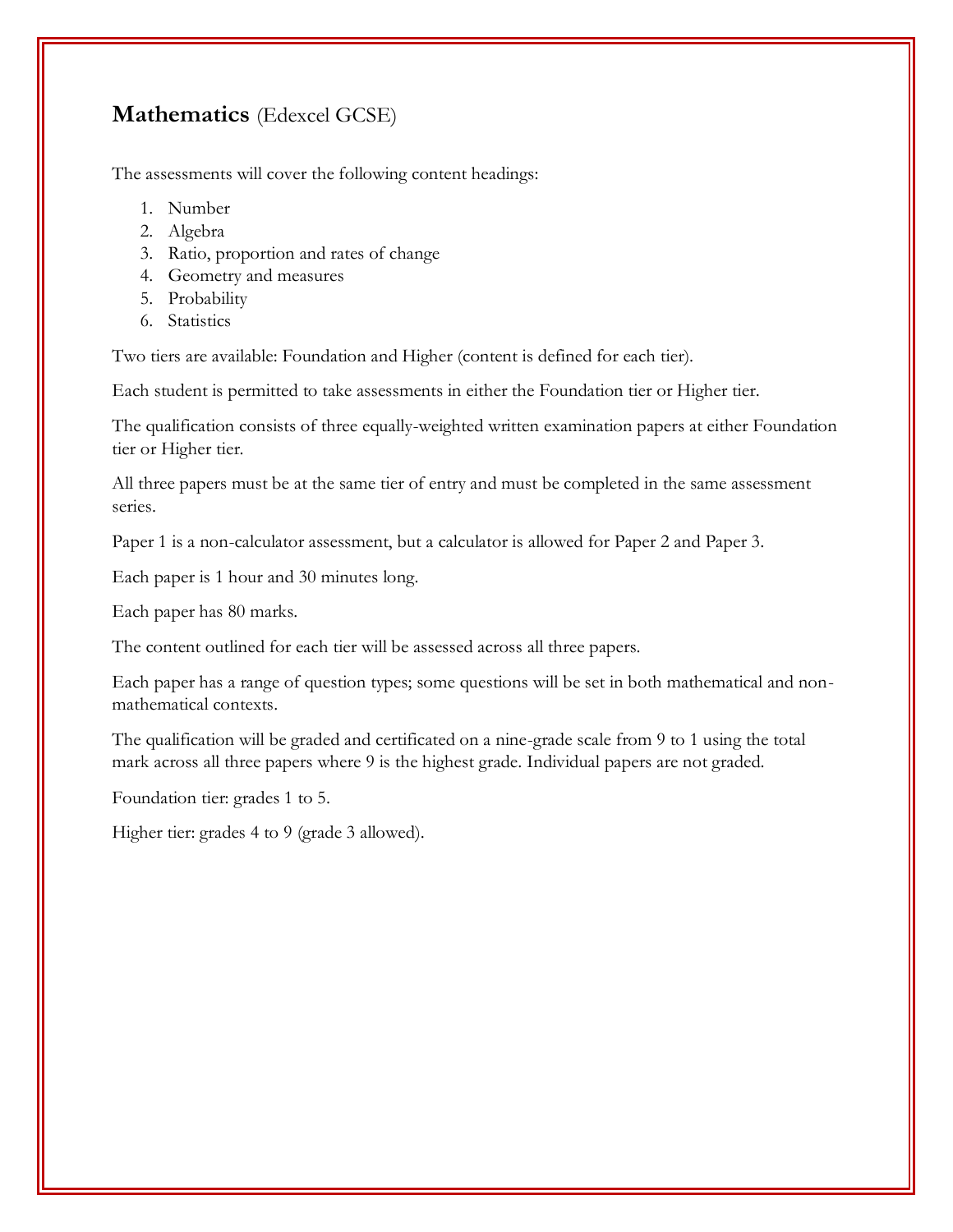## **Mathematics** (Edexcel GCSE)

The assessments will cover the following content headings:

1. Number
2. Algebra
3. Ratio, proportion and rates of change
4. Geometry and measures
5. Probability
6. Statistics

Two tiers are available: Foundation and Higher (content is defined for each tier).

Each student is permitted to take assessments in either the Foundation tier or Higher tier.

The qualification consists of three equally-weighted written examination papers at either Foundation tier or Higher tier.

All three papers must be at the same tier of entry and must be completed in the same assessment series.

Paper 1 is a non-calculator assessment, but a calculator is allowed for Paper 2 and Paper 3.

Each paper is 1 hour and 30 minutes long.

Each paper has 80 marks.

The content outlined for each tier will be assessed across all three papers.

Each paper has a range of question types; some questions will be set in both mathematical and non-mathematical contexts.

The qualification will be graded and certificated on a nine-grade scale from 9 to 1 using the total mark across all three papers where 9 is the highest grade. Individual papers are not graded.

Foundation tier: grades 1 to 5.

Higher tier: grades 4 to 9 (grade 3 allowed).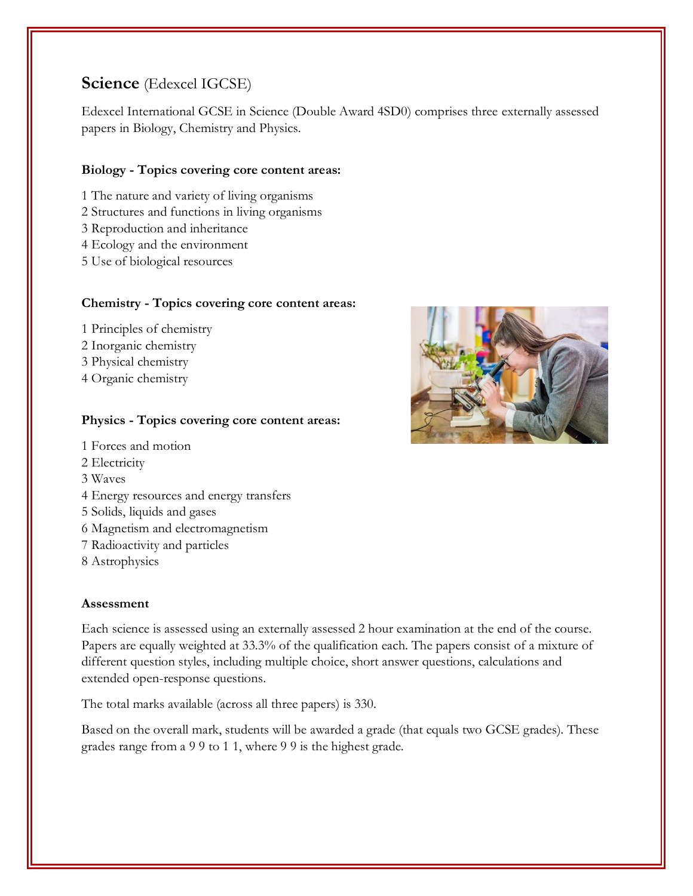## **Science** (Edexcel IGCSE)

Edexcel International GCSE in Science (Double Award 4SD0) comprises three externally assessed papers in Biology, Chemistry and Physics.

**Biology - Topics covering core content areas:**

1 The nature and variety of living organisms
2 Structures and functions in living organisms
3 Reproduction and inheritance
4 Ecology and the environment
5 Use of biological resources

**Chemistry - Topics covering core content areas:**

1 Principles of chemistry
2 Inorganic chemistry
3 Physical chemistry
4 Organic chemistry

**Physics - Topics covering core content areas:**

1 Forces and motion
2 Electricity
3 Waves
4 Energy resources and energy transfers
5 Solids, liquids and gases
6 Magnetism and electromagnetism
7 Radioactivity and particles
8 Astrophysics

**Assessment**

Each science is assessed using an externally assessed 2 hour examination at the end of the course. Papers are equally weighted at 33.3% of the qualification each. The papers consist of a mixture of different question styles, including multiple choice, short answer questions, calculations and extended open-response questions.

The total marks available (across all three papers) is 330.

Based on the overall mark, students will be awarded a grade (that equals two GCSE grades). These grades range from a 9 9 to 1 1, where 9 9 is the highest grade.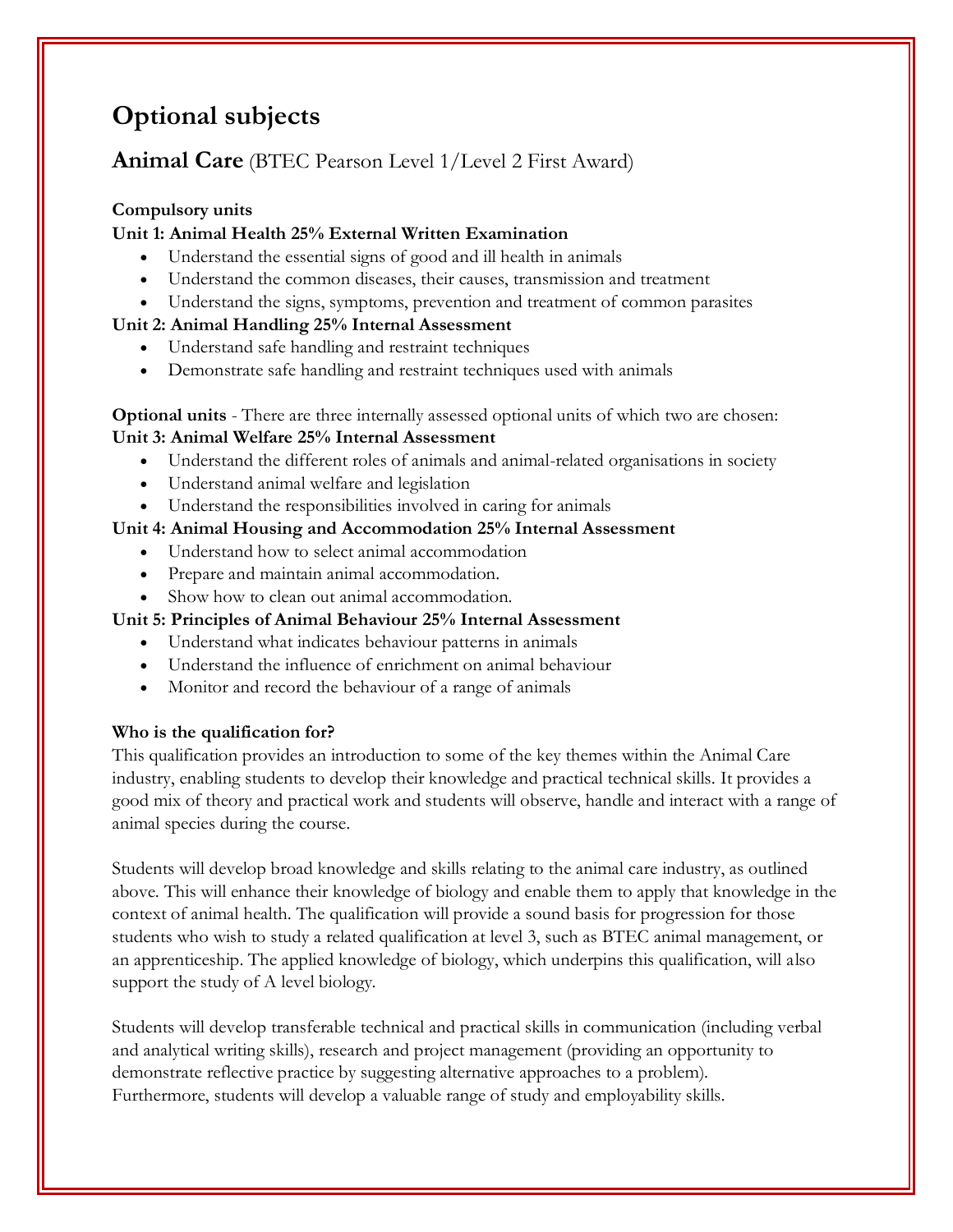# Optional subjects

## Animal Care (BTEC Pearson Level 1/Level 2 First Award)

**Compulsory units**

**Unit 1: Animal Health 25% External Written Examination**

- Understand the essential signs of good and ill health in animals
- Understand the common diseases, their causes, transmission and treatment
- Understand the signs, symptoms, prevention and treatment of common parasites

**Unit 2: Animal Handling 25% Internal Assessment**

- Understand safe handling and restraint techniques
- Demonstrate safe handling and restraint techniques used with animals

**Optional units** - There are three internally assessed optional units of which two are chosen:

**Unit 3: Animal Welfare 25% Internal Assessment**

- Understand the different roles of animals and animal-related organisations in society
- Understand animal welfare and legislation
- Understand the responsibilities involved in caring for animals

**Unit 4: Animal Housing and Accommodation 25% Internal Assessment**

- Understand how to select animal accommodation
- Prepare and maintain animal accommodation.
- Show how to clean out animal accommodation.

**Unit 5: Principles of Animal Behaviour 25% Internal Assessment**

- Understand what indicates behaviour patterns in animals
- Understand the influence of enrichment on animal behaviour
- Monitor and record the behaviour of a range of animals

**Who is the qualification for?**

This qualification provides an introduction to some of the key themes within the Animal Care industry, enabling students to develop their knowledge and practical technical skills. It provides a good mix of theory and practical work and students will observe, handle and interact with a range of animal species during the course.

Students will develop broad knowledge and skills relating to the animal care industry, as outlined above. This will enhance their knowledge of biology and enable them to apply that knowledge in the context of animal health. The qualification will provide a sound basis for progression for those students who wish to study a related qualification at level 3, such as BTEC animal management, or an apprenticeship. The applied knowledge of biology, which underpins this qualification, will also support the study of A level biology.

Students will develop transferable technical and practical skills in communication (including verbal and analytical writing skills), research and project management (providing an opportunity to demonstrate reflective practice by suggesting alternative approaches to a problem). Furthermore, students will develop a valuable range of study and employability skills.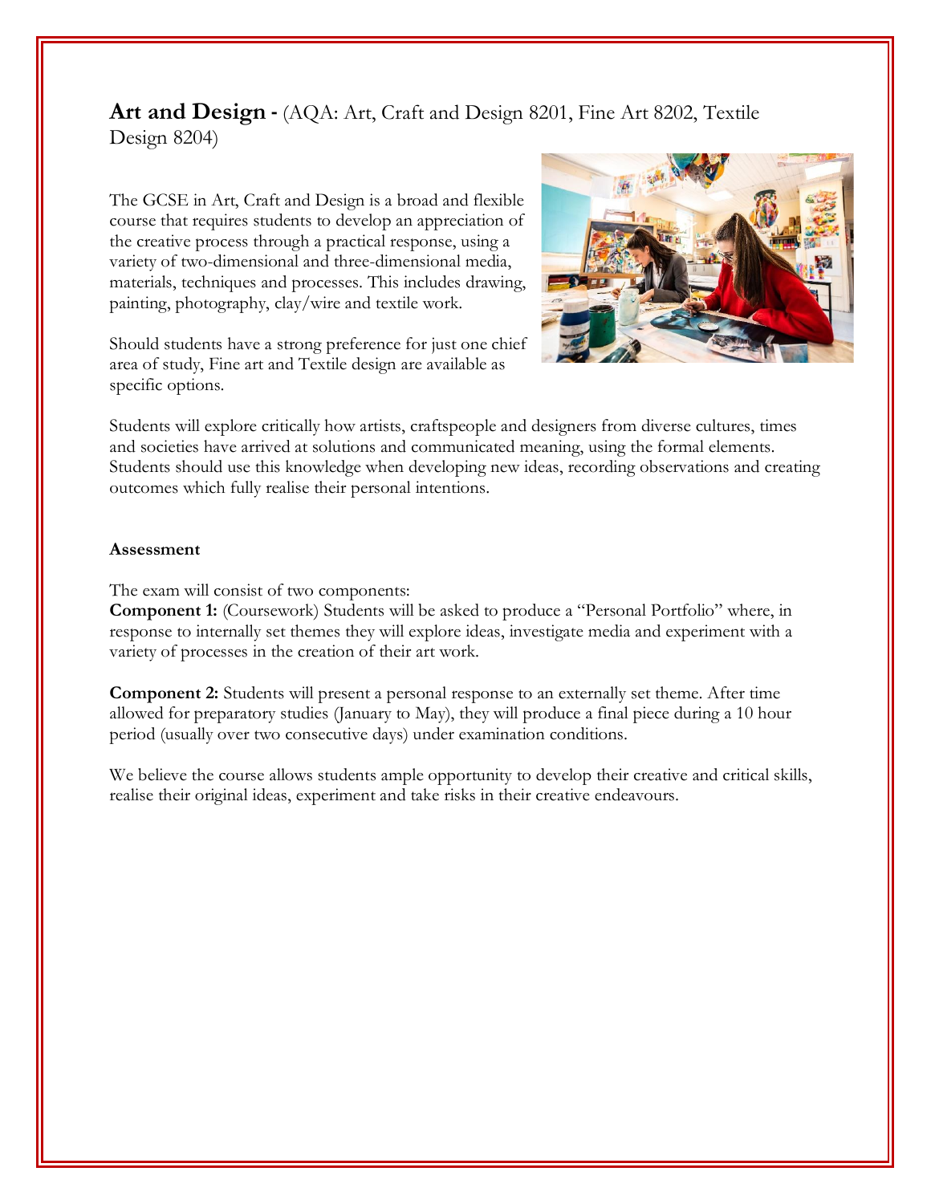## **Art and Design -** (AQA: Art, Craft and Design 8201, Fine Art 8202, Textile Design 8204)

The GCSE in Art, Craft and Design is a broad and flexible course that requires students to develop an appreciation of the creative process through a practical response, using a variety of two-dimensional and three-dimensional media, materials, techniques and processes. This includes drawing, painting, photography, clay/wire and textile work.

Should students have a strong preference for just one chief area of study, Fine art and Textile design are available as specific options.

Students will explore critically how artists, craftspeople and designers from diverse cultures, times and societies have arrived at solutions and communicated meaning, using the formal elements. Students should use this knowledge when developing new ideas, recording observations and creating outcomes which fully realise their personal intentions.

**Assessment**

The exam will consist of two components:

**Component 1:** (Coursework) Students will be asked to produce a "Personal Portfolio" where, in response to internally set themes they will explore ideas, investigate media and experiment with a variety of processes in the creation of their art work.

**Component 2:** Students will present a personal response to an externally set theme. After time allowed for preparatory studies (January to May), they will produce a final piece during a 10 hour period (usually over two consecutive days) under examination conditions.

We believe the course allows students ample opportunity to develop their creative and critical skills, realise their original ideas, experiment and take risks in their creative endeavours.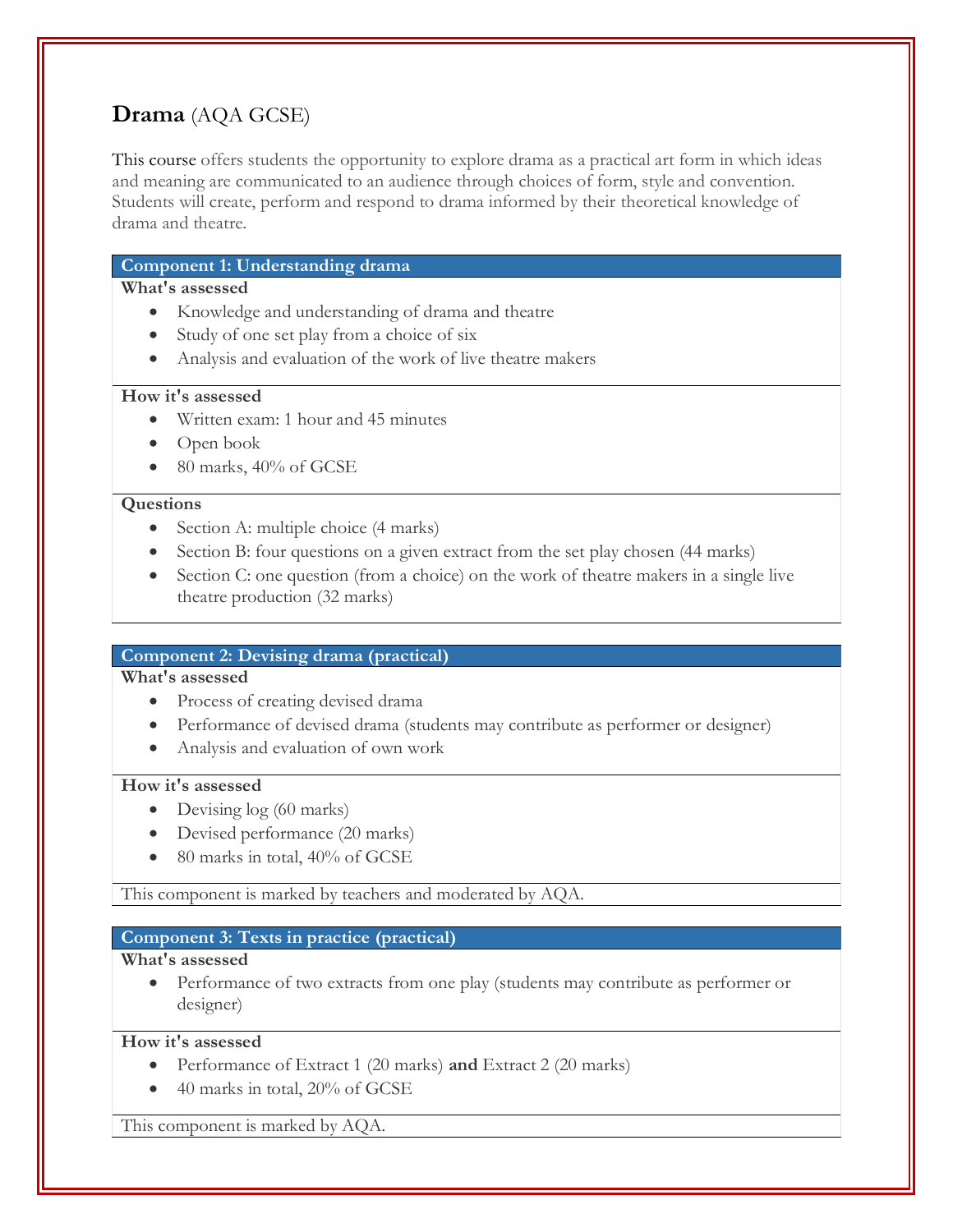## **Drama** (AQA GCSE)

This course offers students the opportunity to explore drama as a practical art form in which ideas and meaning are communicated to an audience through choices of form, style and convention. Students will create, perform and respond to drama informed by their theoretical knowledge of drama and theatre.

### Component 1: Understanding drama

**What's assessed**

- Knowledge and understanding of drama and theatre
- Study of one set play from a choice of six
- Analysis and evaluation of the work of live theatre makers

**How it's assessed**

- Written exam: 1 hour and 45 minutes
- Open book
- 80 marks, 40% of GCSE

**Questions**

- Section A: multiple choice (4 marks)
- Section B: four questions on a given extract from the set play chosen (44 marks)
- Section C: one question (from a choice) on the work of theatre makers in a single live theatre production (32 marks)

### Component 2: Devising drama (practical)

**What's assessed**

- Process of creating devised drama
- Performance of devised drama (students may contribute as performer or designer)
- Analysis and evaluation of own work

**How it's assessed**

- Devising log (60 marks)
- Devised performance (20 marks)
- 80 marks in total, 40% of GCSE

This component is marked by teachers and moderated by AQA.

### Component 3: Texts in practice (practical)

**What's assessed**

- Performance of two extracts from one play (students may contribute as performer or designer)

**How it's assessed**

- Performance of Extract 1 (20 marks) **and** Extract 2 (20 marks)
- 40 marks in total, 20% of GCSE

This component is marked by AQA.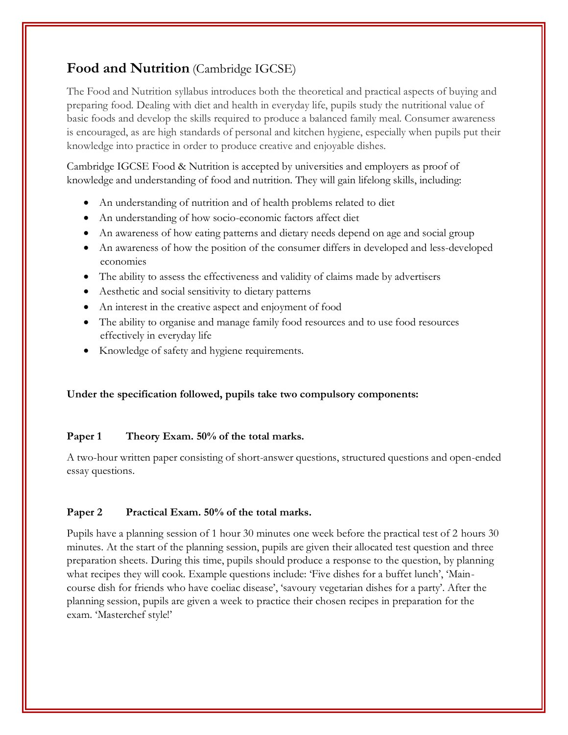## **Food and Nutrition** (Cambridge IGCSE)

The Food and Nutrition syllabus introduces both the theoretical and practical aspects of buying and preparing food. Dealing with diet and health in everyday life, pupils study the nutritional value of basic foods and develop the skills required to produce a balanced family meal. Consumer awareness is encouraged, as are high standards of personal and kitchen hygiene, especially when pupils put their knowledge into practice in order to produce creative and enjoyable dishes.

Cambridge IGCSE Food & Nutrition is accepted by universities and employers as proof of knowledge and understanding of food and nutrition. They will gain lifelong skills, including:

- An understanding of nutrition and of health problems related to diet
- An understanding of how socio-economic factors affect diet
- An awareness of how eating patterns and dietary needs depend on age and social group
- An awareness of how the position of the consumer differs in developed and less-developed economies
- The ability to assess the effectiveness and validity of claims made by advertisers
- Aesthetic and social sensitivity to dietary patterns
- An interest in the creative aspect and enjoyment of food
- The ability to organise and manage family food resources and to use food resources effectively in everyday life
- Knowledge of safety and hygiene requirements.

**Under the specification followed, pupils take two compulsory components:**

**Paper 1 Theory Exam. 50% of the total marks.**

A two-hour written paper consisting of short-answer questions, structured questions and open-ended essay questions.

**Paper 2 Practical Exam. 50% of the total marks.**

Pupils have a planning session of 1 hour 30 minutes one week before the practical test of 2 hours 30 minutes. At the start of the planning session, pupils are given their allocated test question and three preparation sheets. During this time, pupils should produce a response to the question, by planning what recipes they will cook. Example questions include: 'Five dishes for a buffet lunch', 'Main-course dish for friends who have coeliac disease', 'savoury vegetarian dishes for a party'. After the planning session, pupils are given a week to practice their chosen recipes in preparation for the exam. 'Masterchef style!'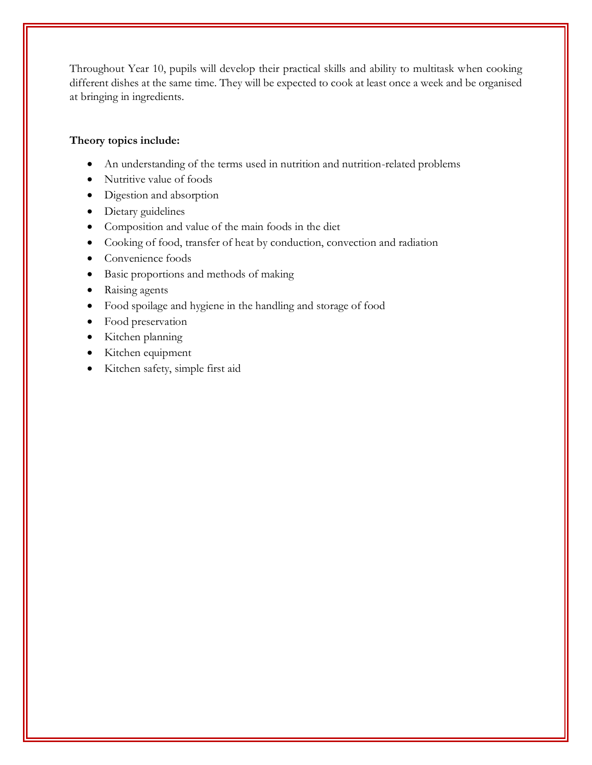Throughout Year 10, pupils will develop their practical skills and ability to multitask when cooking different dishes at the same time. They will be expected to cook at least once a week and be organised at bringing in ingredients.

**Theory topics include:**

- An understanding of the terms used in nutrition and nutrition-related problems
- Nutritive value of foods
- Digestion and absorption
- Dietary guidelines
- Composition and value of the main foods in the diet
- Cooking of food, transfer of heat by conduction, convection and radiation
- Convenience foods
- Basic proportions and methods of making
- Raising agents
- Food spoilage and hygiene in the handling and storage of food
- Food preservation
- Kitchen planning
- Kitchen equipment
- Kitchen safety, simple first aid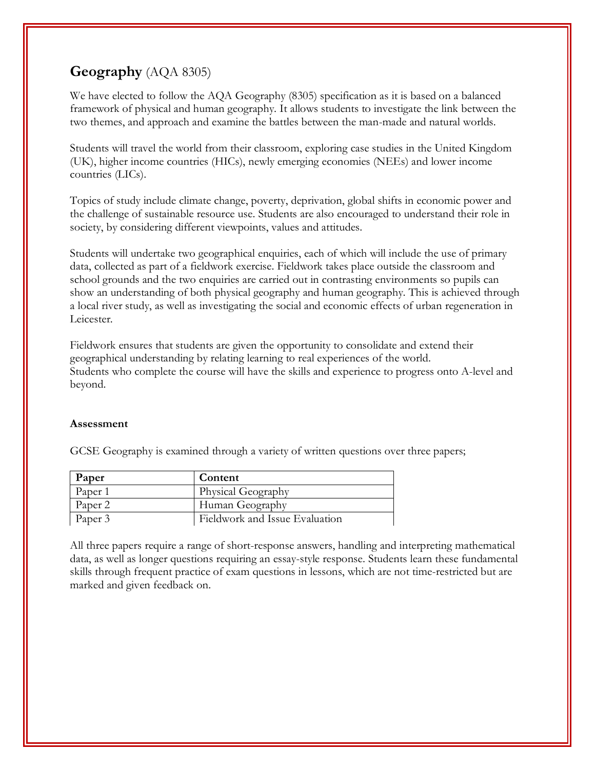## **Geography** (AQA 8305)

We have elected to follow the AQA Geography (8305) specification as it is based on a balanced framework of physical and human geography. It allows students to investigate the link between the two themes, and approach and examine the battles between the man-made and natural worlds.

Students will travel the world from their classroom, exploring case studies in the United Kingdom (UK), higher income countries (HICs), newly emerging economies (NEEs) and lower income countries (LICs).

Topics of study include climate change, poverty, deprivation, global shifts in economic power and the challenge of sustainable resource use. Students are also encouraged to understand their role in society, by considering different viewpoints, values and attitudes.

Students will undertake two geographical enquiries, each of which will include the use of primary data, collected as part of a fieldwork exercise. Fieldwork takes place outside the classroom and school grounds and the two enquiries are carried out in contrasting environments so pupils can show an understanding of both physical geography and human geography. This is achieved through a local river study, as well as investigating the social and economic effects of urban regeneration in Leicester.

Fieldwork ensures that students are given the opportunity to consolidate and extend their geographical understanding by relating learning to real experiences of the world.
Students who complete the course will have the skills and experience to progress onto A-level and beyond.

**Assessment**

GCSE Geography is examined through a variety of written questions over three papers;

| Paper | Content |
|---|---|
| Paper 1 | Physical Geography |
| Paper 2 | Human Geography |
| Paper 3 | Fieldwork and Issue Evaluation |

All three papers require a range of short-response answers, handling and interpreting mathematical data, as well as longer questions requiring an essay-style response. Students learn these fundamental skills through frequent practice of exam questions in lessons, which are not time-restricted but are marked and given feedback on.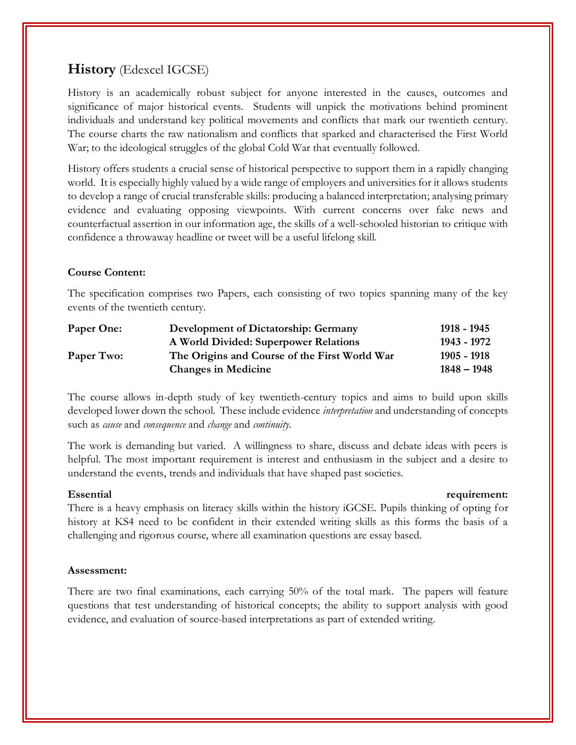## **History** (Edexcel IGCSE)

History is an academically robust subject for anyone interested in the causes, outcomes and significance of major historical events. Students will unpick the motivations behind prominent individuals and understand key political movements and conflicts that mark our twentieth century. The course charts the raw nationalism and conflicts that sparked and characterised the First World War; to the ideological struggles of the global Cold War that eventually followed.

History offers students a crucial sense of historical perspective to support them in a rapidly changing world. It is especially highly valued by a wide range of employers and universities for it allows students to develop a range of crucial transferable skills: producing a balanced interpretation; analysing primary evidence and evaluating opposing viewpoints. With current concerns over fake news and counterfactual assertion in our information age, the skills of a well-schooled historian to critique with confidence a throwaway headline or tweet will be a useful lifelong skill.

**Course Content:**

The specification comprises two Papers, each consisting of two topics spanning many of the key events of the twentieth century.

| | | |
|---|---|---|
| **Paper One:** | **Development of Dictatorship: Germany** | **1918 - 1945** |
| | **A World Divided: Superpower Relations** | **1943 - 1972** |
| **Paper Two:** | **The Origins and Course of the First World War** | **1905 - 1918** |
| | **Changes in Medicine** | **1848 – 1948** |

The course allows in-depth study of key twentieth-century topics and aims to build upon skills developed lower down the school. These include evidence *interpretation* and understanding of concepts such as *cause* and *consequence* and *change* and *continuity*.

The work is demanding but varied. A willingness to share, discuss and debate ideas with peers is helpful. The most important requirement is interest and enthusiasm in the subject and a desire to understand the events, trends and individuals that have shaped past societies.

**Essential requirement:**
There is a heavy emphasis on literacy skills within the history iGCSE. Pupils thinking of opting for history at KS4 need to be confident in their extended writing skills as this forms the basis of a challenging and rigorous course, where all examination questions are essay based.

**Assessment:**

There are two final examinations, each carrying 50% of the total mark. The papers will feature questions that test understanding of historical concepts; the ability to support analysis with good evidence, and evaluation of source-based interpretations as part of extended writing.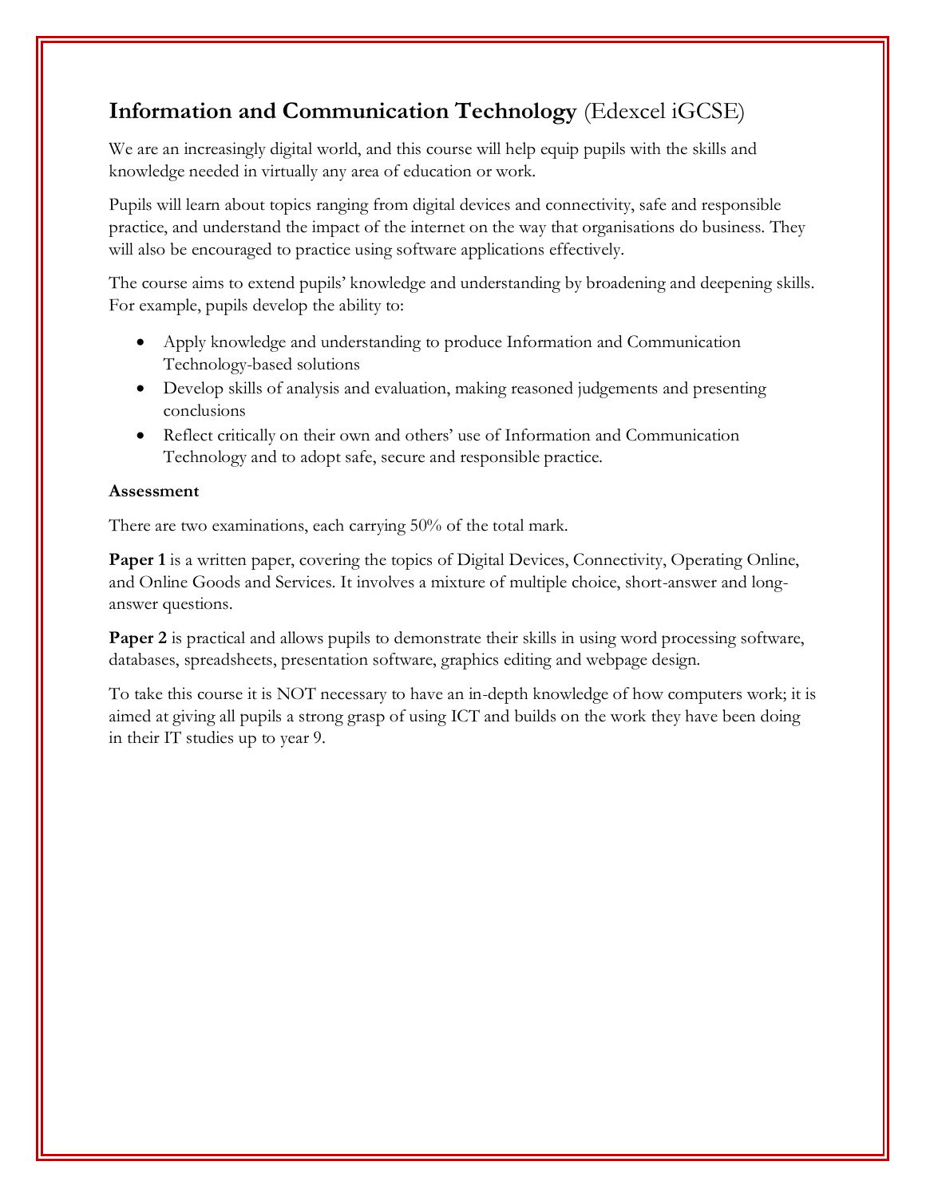## **Information and Communication Technology** (Edexcel iGCSE)

We are an increasingly digital world, and this course will help equip pupils with the skills and knowledge needed in virtually any area of education or work.

Pupils will learn about topics ranging from digital devices and connectivity, safe and responsible practice, and understand the impact of the internet on the way that organisations do business. They will also be encouraged to practice using software applications effectively.

The course aims to extend pupils' knowledge and understanding by broadening and deepening skills. For example, pupils develop the ability to:

- Apply knowledge and understanding to produce Information and Communication Technology-based solutions
- Develop skills of analysis and evaluation, making reasoned judgements and presenting conclusions
- Reflect critically on their own and others' use of Information and Communication Technology and to adopt safe, secure and responsible practice.

**Assessment**

There are two examinations, each carrying 50% of the total mark.

**Paper 1** is a written paper, covering the topics of Digital Devices, Connectivity, Operating Online, and Online Goods and Services. It involves a mixture of multiple choice, short-answer and long-answer questions.

**Paper 2** is practical and allows pupils to demonstrate their skills in using word processing software, databases, spreadsheets, presentation software, graphics editing and webpage design.

To take this course it is NOT necessary to have an in-depth knowledge of how computers work; it is aimed at giving all pupils a strong grasp of using ICT and builds on the work they have been doing in their IT studies up to year 9.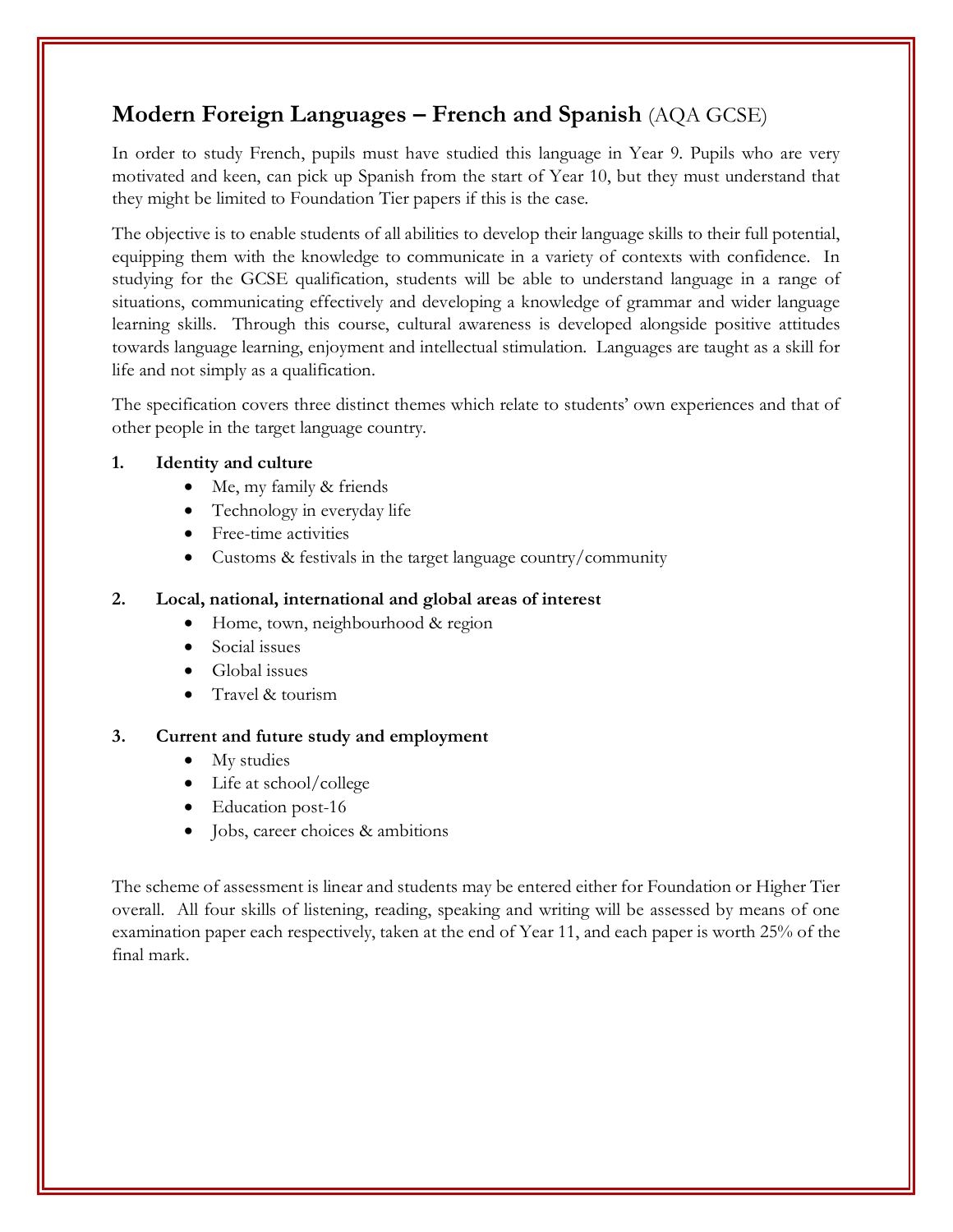## **Modern Foreign Languages – French and Spanish** (AQA GCSE)

In order to study French, pupils must have studied this language in Year 9. Pupils who are very motivated and keen, can pick up Spanish from the start of Year 10, but they must understand that they might be limited to Foundation Tier papers if this is the case.

The objective is to enable students of all abilities to develop their language skills to their full potential, equipping them with the knowledge to communicate in a variety of contexts with confidence. In studying for the GCSE qualification, students will be able to understand language in a range of situations, communicating effectively and developing a knowledge of grammar and wider language learning skills. Through this course, cultural awareness is developed alongside positive attitudes towards language learning, enjoyment and intellectual stimulation. Languages are taught as a skill for life and not simply as a qualification.

The specification covers three distinct themes which relate to students' own experiences and that of other people in the target language country.

1. **Identity and culture**
   - Me, my family & friends
   - Technology in everyday life
   - Free-time activities
   - Customs & festivals in the target language country/community

2. **Local, national, international and global areas of interest**
   - Home, town, neighbourhood & region
   - Social issues
   - Global issues
   - Travel & tourism

3. **Current and future study and employment**
   - My studies
   - Life at school/college
   - Education post-16
   - Jobs, career choices & ambitions

The scheme of assessment is linear and students may be entered either for Foundation or Higher Tier overall. All four skills of listening, reading, speaking and writing will be assessed by means of one examination paper each respectively, taken at the end of Year 11, and each paper is worth 25% of the final mark.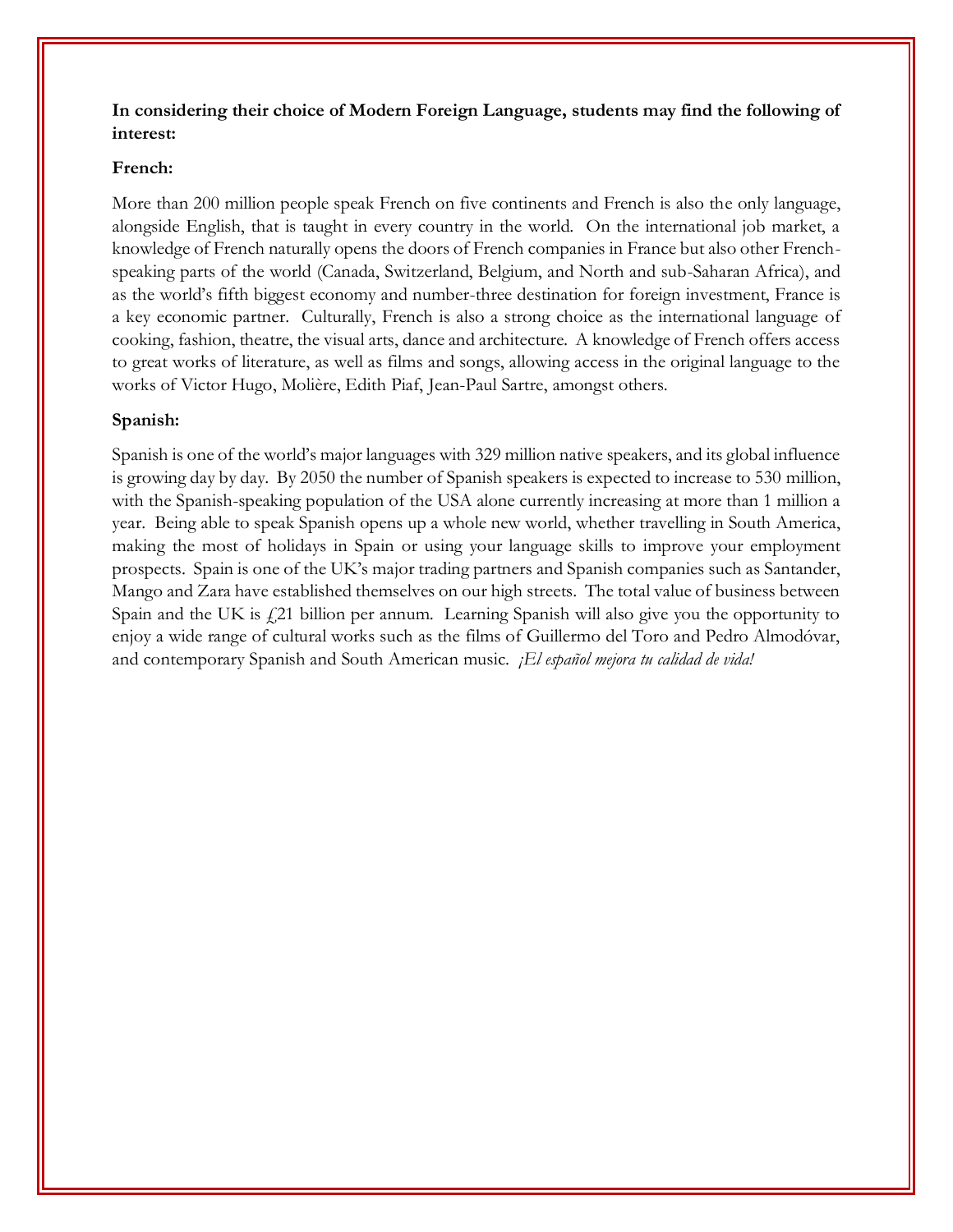**In considering their choice of Modern Foreign Language, students may find the following of interest:**

**French:**

More than 200 million people speak French on five continents and French is also the only language, alongside English, that is taught in every country in the world. On the international job market, a knowledge of French naturally opens the doors of French companies in France but also other French-speaking parts of the world (Canada, Switzerland, Belgium, and North and sub-Saharan Africa), and as the world's fifth biggest economy and number-three destination for foreign investment, France is a key economic partner. Culturally, French is also a strong choice as the international language of cooking, fashion, theatre, the visual arts, dance and architecture. A knowledge of French offers access to great works of literature, as well as films and songs, allowing access in the original language to the works of Victor Hugo, Molière, Edith Piaf, Jean-Paul Sartre, amongst others.

**Spanish:**

Spanish is one of the world's major languages with 329 million native speakers, and its global influence is growing day by day. By 2050 the number of Spanish speakers is expected to increase to 530 million, with the Spanish-speaking population of the USA alone currently increasing at more than 1 million a year. Being able to speak Spanish opens up a whole new world, whether travelling in South America, making the most of holidays in Spain or using your language skills to improve your employment prospects. Spain is one of the UK's major trading partners and Spanish companies such as Santander, Mango and Zara have established themselves on our high streets. The total value of business between Spain and the UK is £21 billion per annum. Learning Spanish will also give you the opportunity to enjoy a wide range of cultural works such as the films of Guillermo del Toro and Pedro Almodóvar, and contemporary Spanish and South American music. *¡El español mejora tu calidad de vida!*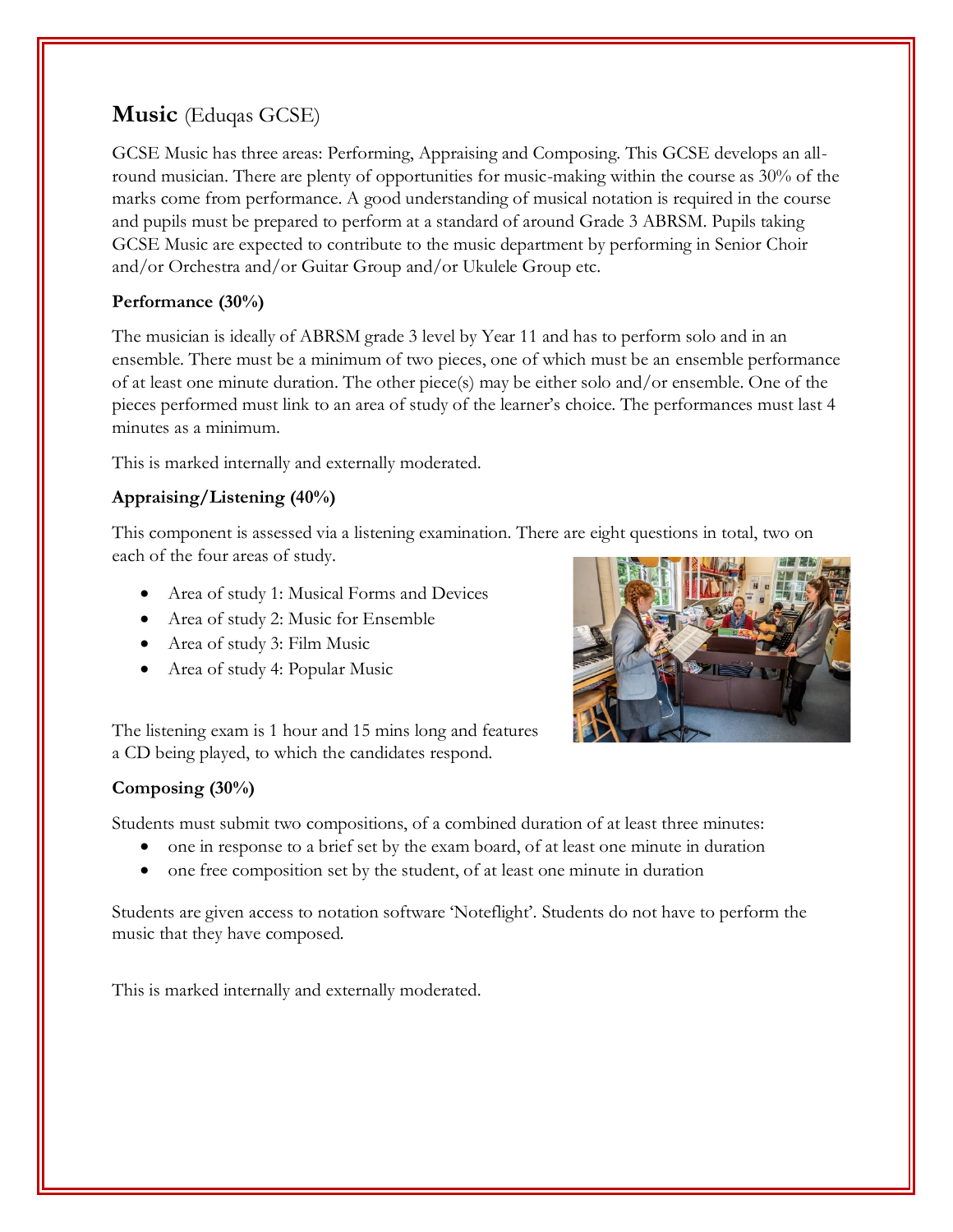# **Music** (Eduqas GCSE)

GCSE Music has three areas: Performing, Appraising and Composing. This GCSE develops an all-round musician. There are plenty of opportunities for music-making within the course as 30% of the marks come from performance. A good understanding of musical notation is required in the course and pupils must be prepared to perform at a standard of around Grade 3 ABRSM. Pupils taking GCSE Music are expected to contribute to the music department by performing in Senior Choir and/or Orchestra and/or Guitar Group and/or Ukulele Group etc.

**Performance (30%)**

The musician is ideally of ABRSM grade 3 level by Year 11 and has to perform solo and in an ensemble. There must be a minimum of two pieces, one of which must be an ensemble performance of at least one minute duration. The other piece(s) may be either solo and/or ensemble. One of the pieces performed must link to an area of study of the learner's choice. The performances must last 4 minutes as a minimum.

This is marked internally and externally moderated.

**Appraising/Listening (40%)**

This component is assessed via a listening examination. There are eight questions in total, two on each of the four areas of study.

- Area of study 1: Musical Forms and Devices
- Area of study 2: Music for Ensemble
- Area of study 3: Film Music
- Area of study 4: Popular Music

The listening exam is 1 hour and 15 mins long and features a CD being played, to which the candidates respond.

**Composing (30%)**

Students must submit two compositions, of a combined duration of at least three minutes:

- one in response to a brief set by the exam board, of at least one minute in duration
- one free composition set by the student, of at least one minute in duration

Students are given access to notation software 'Noteflight'. Students do not have to perform the music that they have composed.

This is marked internally and externally moderated.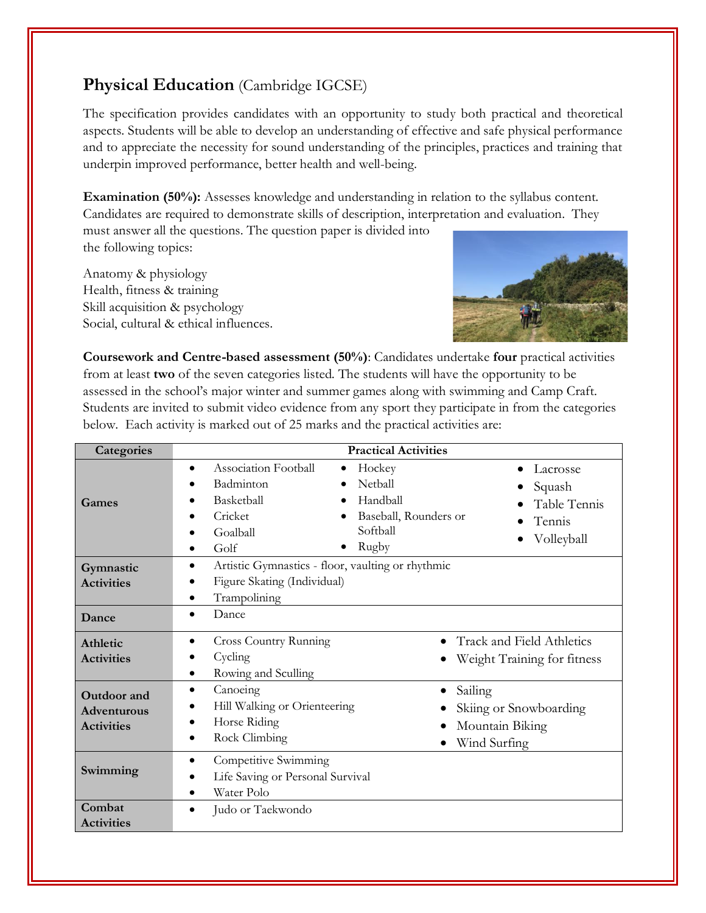## **Physical Education** (Cambridge IGCSE)

The specification provides candidates with an opportunity to study both practical and theoretical aspects. Students will be able to develop an understanding of effective and safe physical performance and to appreciate the necessity for sound understanding of the principles, practices and training that underpin improved performance, better health and well-being.

**Examination (50%):** Assesses knowledge and understanding in relation to the syllabus content. Candidates are required to demonstrate skills of description, interpretation and evaluation. They must answer all the questions. The question paper is divided into the following topics:

Anatomy & physiology
Health, fitness & training
Skill acquisition & psychology
Social, cultural & ethical influences.

**Coursework and Centre-based assessment (50%)**: Candidates undertake **four** practical activities from at least **two** of the seven categories listed. The students will have the opportunity to be assessed in the school's major winter and summer games along with swimming and Camp Craft. Students are invited to submit video evidence from any sport they participate in from the categories below. Each activity is marked out of 25 marks and the practical activities are:

| Categories | Practical Activities |
|---|---|
| **Games** | • Association Football • Badminton • Basketball • Cricket • Goalball • Golf • Hockey • Netball • Handball • Baseball, Rounders or Softball • Rugby • Lacrosse • Squash • Table Tennis • Tennis • Volleyball |
| **Gymnastic Activities** | • Artistic Gymnastics - floor, vaulting or rhythmic • Figure Skating (Individual) • Trampolining |
| **Dance** | • Dance |
| **Athletic Activities** | • Cross Country Running • Cycling • Rowing and Sculling • Track and Field Athletics • Weight Training for fitness |
| **Outdoor and Adventurous Activities** | • Canoeing • Hill Walking or Orienteering • Horse Riding • Rock Climbing • Sailing • Skiing or Snowboarding • Mountain Biking • Wind Surfing |
| **Swimming** | • Competitive Swimming • Life Saving or Personal Survival • Water Polo |
| **Combat Activities** | • Judo or Taekwondo |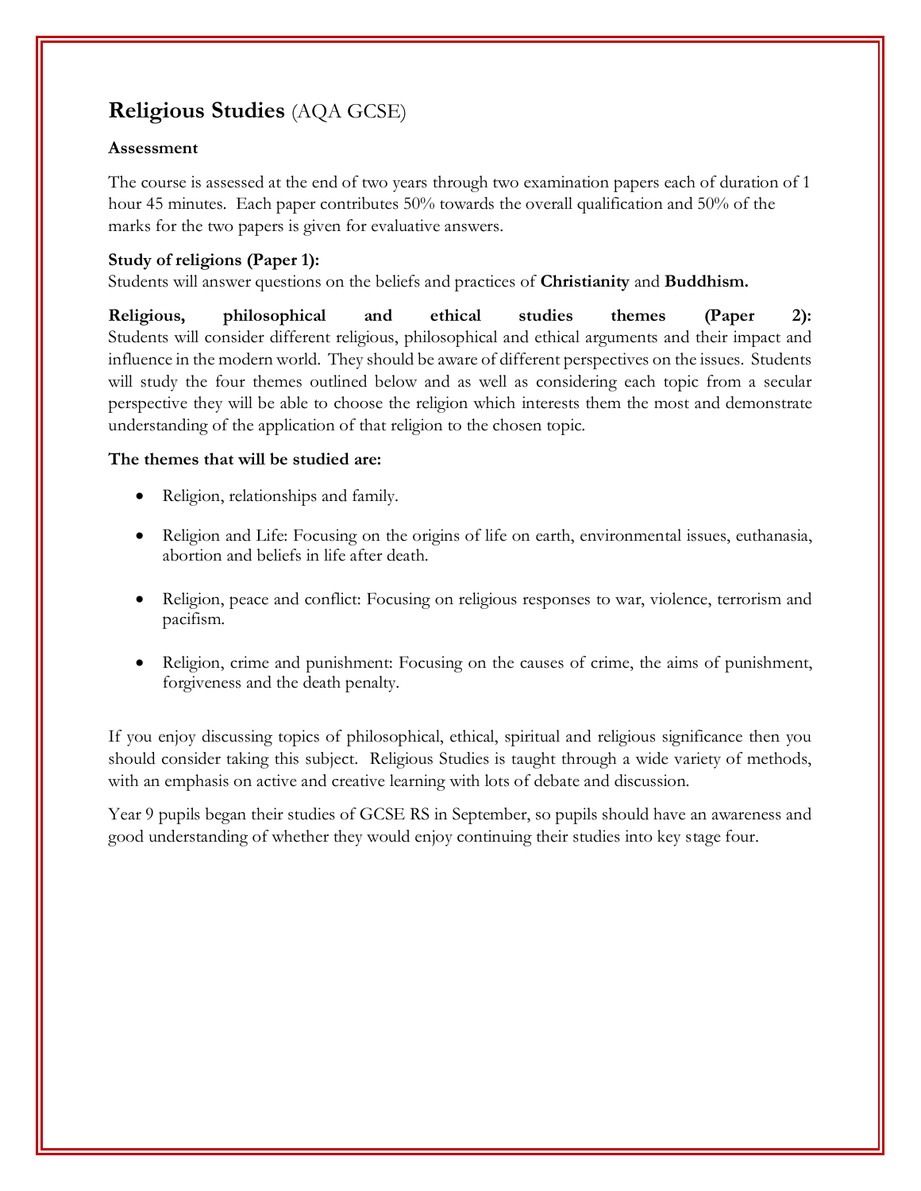## **Religious Studies** (AQA GCSE)

**Assessment**

The course is assessed at the end of two years through two examination papers each of duration of 1 hour 45 minutes. Each paper contributes 50% towards the overall qualification and 50% of the marks for the two papers is given for evaluative answers.

**Study of religions (Paper 1):**
Students will answer questions on the beliefs and practices of **Christianity** and **Buddhism.**

**Religious, philosophical and ethical studies themes (Paper 2):** Students will consider different religious, philosophical and ethical arguments and their impact and influence in the modern world. They should be aware of different perspectives on the issues. Students will study the four themes outlined below and as well as considering each topic from a secular perspective they will be able to choose the religion which interests them the most and demonstrate understanding of the application of that religion to the chosen topic.

**The themes that will be studied are:**

- Religion, relationships and family.
- Religion and Life: Focusing on the origins of life on earth, environmental issues, euthanasia, abortion and beliefs in life after death.
- Religion, peace and conflict: Focusing on religious responses to war, violence, terrorism and pacifism.
- Religion, crime and punishment: Focusing on the causes of crime, the aims of punishment, forgiveness and the death penalty.

If you enjoy discussing topics of philosophical, ethical, spiritual and religious significance then you should consider taking this subject. Religious Studies is taught through a wide variety of methods, with an emphasis on active and creative learning with lots of debate and discussion.

Year 9 pupils began their studies of GCSE RS in September, so pupils should have an awareness and good understanding of whether they would enjoy continuing their studies into key stage four.